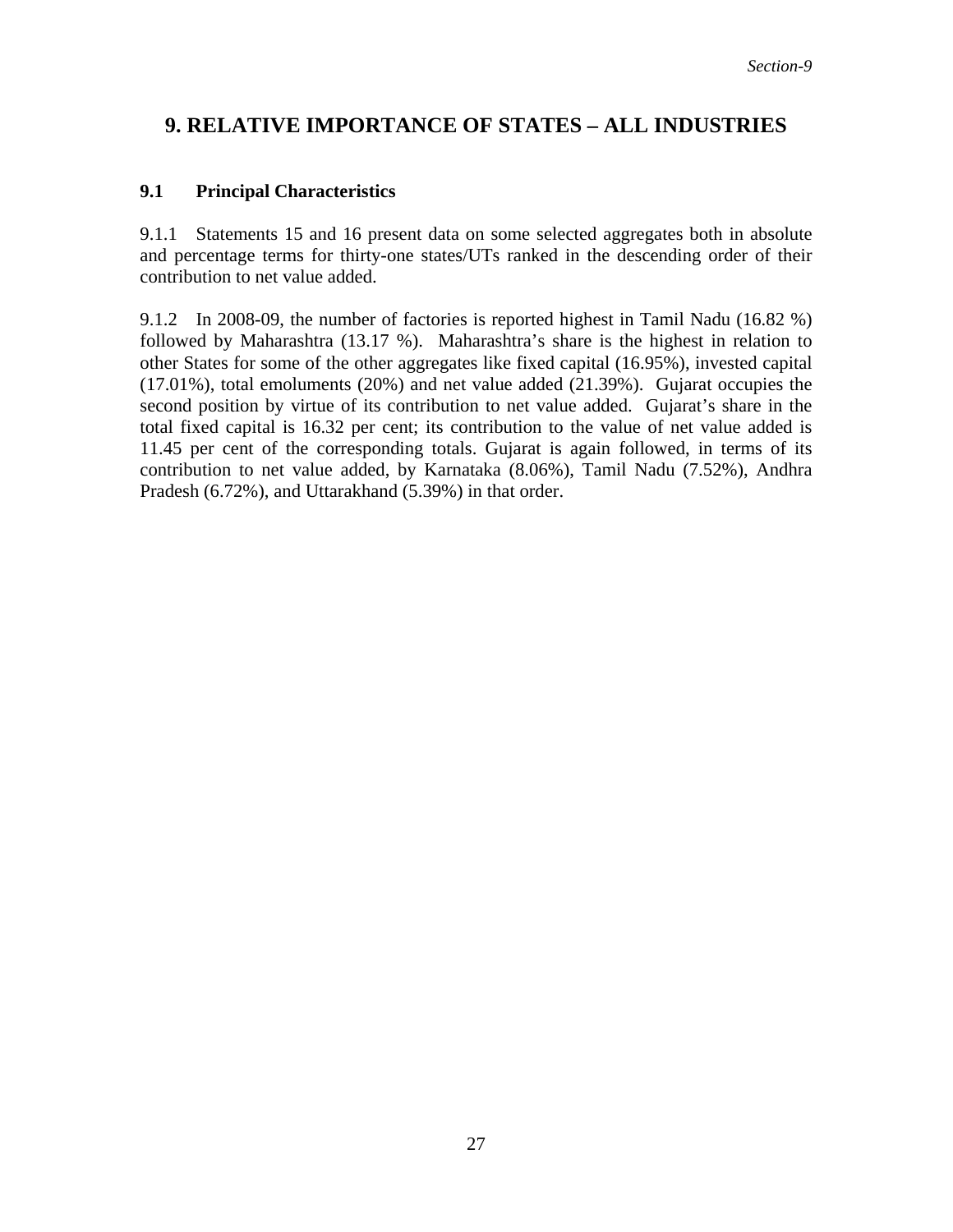# 9. RELATIVE IMPORTANCE OF STATES – ALL INDUSTRIES

## 9.1 Principal Characteristics

9.1.1 Statements 15 and 16 present data on some selected aggregates both in absolute and percentage terms for thirty-one states/UTs ranked in the descending order of their contribution to net value added.

9.1.2 In 2008-09, the number of factories is reported highest in Tamil Nadu (16.82 %) followed by Maharashtra (13.17 %). Maharashtra's share is the highest in relation to other States for some of the other aggregates like fixed capital (16.95%), invested capital (17.01%), total emoluments (20%) and net value added (21.39%). Gujarat occupies the second position by virtue of its contribution to net value added. Gujarat's share in the total fixed capital is 16.32 per cent; its contribution to the value of net value added is 11.45 per cent of the corresponding totals. Gujarat is again followed, in terms of its contribution to net value added, by Karnataka (8.06%), Tamil Nadu (7.52%), Andhra Pradesh (6.72%), and Uttarakhand (5.39%) in that order.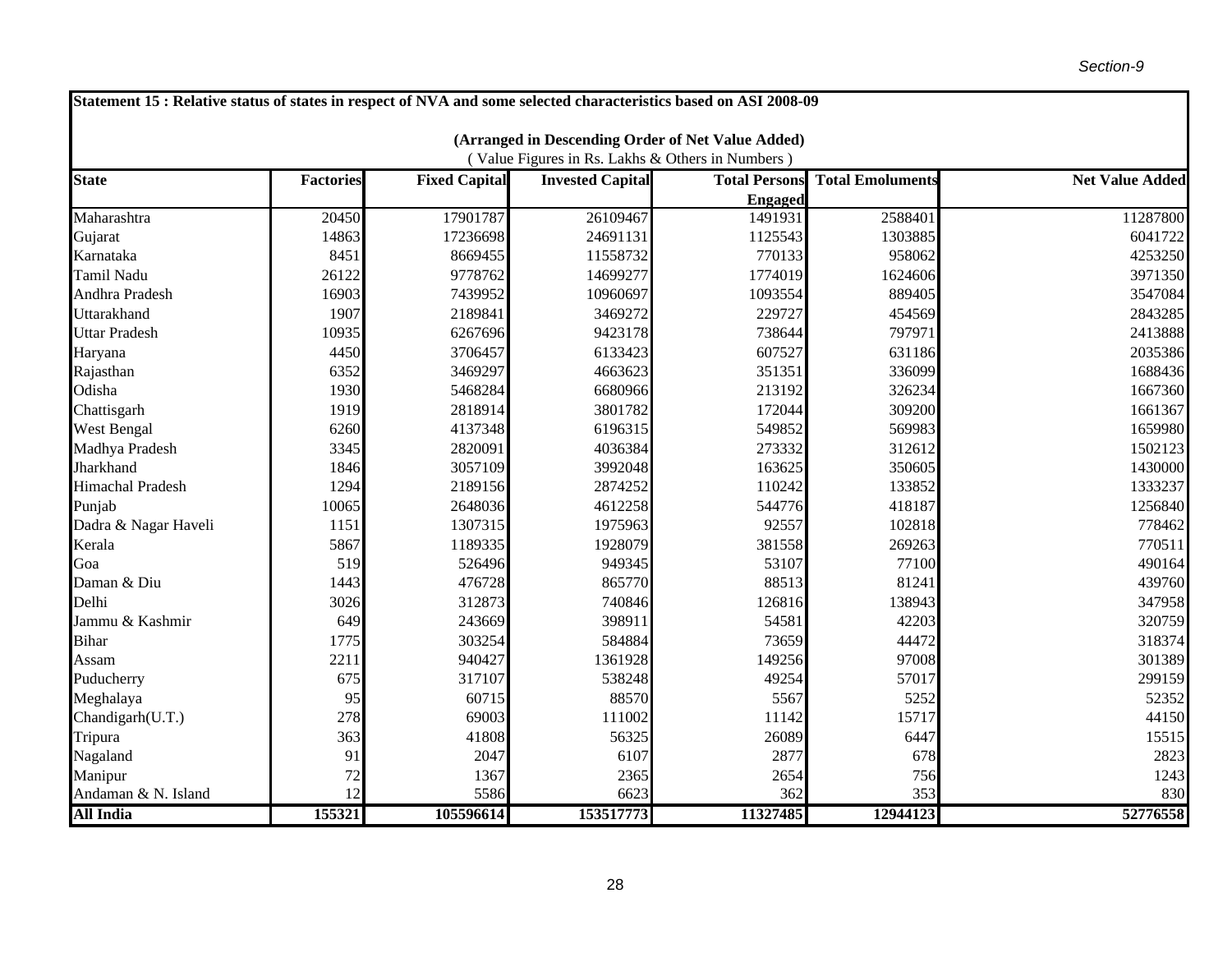**Statement 15 : Relative status of states in respect of NVA and some selected characteristics based on ASI 2008-09**

**(Arranged in Descending Order of Net Value Added)**

( Value Figures in Rs. Lakhs & Others in Numbers )

| State | Factories | Fixed Capital | Invested Capital | Total Persons Engaged | Total Emoluments | Net Value Added |
|---|---|---|---|---|---|---|
| Maharashtra | 20450 | 17901787 | 26109467 | 1491931 | 2588401 | 11287800 |
| Gujarat | 14863 | 17236698 | 24691131 | 1125543 | 1303885 | 6041722 |
| Karnataka | 8451 | 8669455 | 11558732 | 770133 | 958062 | 4253250 |
| Tamil Nadu | 26122 | 9778762 | 14699277 | 1774019 | 1624606 | 3971350 |
| Andhra Pradesh | 16903 | 7439952 | 10960697 | 1093554 | 889405 | 3547084 |
| Uttarakhand | 1907 | 2189841 | 3469272 | 229727 | 454569 | 2843285 |
| Uttar Pradesh | 10935 | 6267696 | 9423178 | 738644 | 797971 | 2413888 |
| Haryana | 4450 | 3706457 | 6133423 | 607527 | 631186 | 2035386 |
| Rajasthan | 6352 | 3469297 | 4663623 | 351351 | 336099 | 1688436 |
| Odisha | 1930 | 5468284 | 6680966 | 213192 | 326234 | 1667360 |
| Chattisgarh | 1919 | 2818914 | 3801782 | 172044 | 309200 | 1661367 |
| West Bengal | 6260 | 4137348 | 6196315 | 549852 | 569983 | 1659980 |
| Madhya Pradesh | 3345 | 2820091 | 4036384 | 273332 | 312612 | 1502123 |
| Jharkhand | 1846 | 3057109 | 3992048 | 163625 | 350605 | 1430000 |
| Himachal Pradesh | 1294 | 2189156 | 2874252 | 110242 | 133852 | 1333237 |
| Punjab | 10065 | 2648036 | 4612258 | 544776 | 418187 | 1256840 |
| Dadra & Nagar Haveli | 1151 | 1307315 | 1975963 | 92557 | 102818 | 778462 |
| Kerala | 5867 | 1189335 | 1928079 | 381558 | 269263 | 770511 |
| Goa | 519 | 526496 | 949345 | 53107 | 77100 | 490164 |
| Daman & Diu | 1443 | 476728 | 865770 | 88513 | 81241 | 439760 |
| Delhi | 3026 | 312873 | 740846 | 126816 | 138943 | 347958 |
| Jammu & Kashmir | 649 | 243669 | 398911 | 54581 | 42203 | 320759 |
| Bihar | 1775 | 303254 | 584884 | 73659 | 44472 | 318374 |
| Assam | 2211 | 940427 | 1361928 | 149256 | 97008 | 301389 |
| Puducherry | 675 | 317107 | 538248 | 49254 | 57017 | 299159 |
| Meghalaya | 95 | 60715 | 88570 | 5567 | 5252 | 52352 |
| Chandigarh(U.T.) | 278 | 69003 | 111002 | 11142 | 15717 | 44150 |
| Tripura | 363 | 41808 | 56325 | 26089 | 6447 | 15515 |
| Nagaland | 91 | 2047 | 6107 | 2877 | 678 | 2823 |
| Manipur | 72 | 1367 | 2365 | 2654 | 756 | 1243 |
| Andaman & N. Island | 12 | 5586 | 6623 | 362 | 353 | 830 |
| **All India** | **155321** | **105596614** | **153517773** | **11327485** | **12944123** | **52776558** |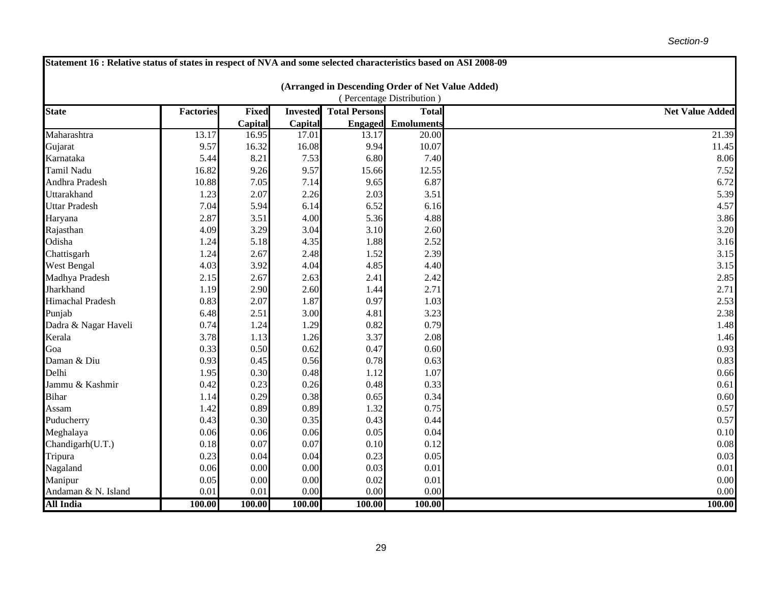**Statement 16 : Relative status of states in respect of NVA and some selected characteristics based on ASI 2008-09**

**(Arranged in Descending Order of Net Value Added)**

( Percentage Distribution )

| State | Factories | Fixed Capital | Invested Capital | Total Persons Engaged | Total Emoluments | Net Value Added |
|---|---|---|---|---|---|---|
| Maharashtra | 13.17 | 16.95 | 17.01 | 13.17 | 20.00 | 21.39 |
| Gujarat | 9.57 | 16.32 | 16.08 | 9.94 | 10.07 | 11.45 |
| Karnataka | 5.44 | 8.21 | 7.53 | 6.80 | 7.40 | 8.06 |
| Tamil Nadu | 16.82 | 9.26 | 9.57 | 15.66 | 12.55 | 7.52 |
| Andhra Pradesh | 10.88 | 7.05 | 7.14 | 9.65 | 6.87 | 6.72 |
| Uttarakhand | 1.23 | 2.07 | 2.26 | 2.03 | 3.51 | 5.39 |
| Uttar Pradesh | 7.04 | 5.94 | 6.14 | 6.52 | 6.16 | 4.57 |
| Haryana | 2.87 | 3.51 | 4.00 | 5.36 | 4.88 | 3.86 |
| Rajasthan | 4.09 | 3.29 | 3.04 | 3.10 | 2.60 | 3.20 |
| Odisha | 1.24 | 5.18 | 4.35 | 1.88 | 2.52 | 3.16 |
| Chattisgarh | 1.24 | 2.67 | 2.48 | 1.52 | 2.39 | 3.15 |
| West Bengal | 4.03 | 3.92 | 4.04 | 4.85 | 4.40 | 3.15 |
| Madhya Pradesh | 2.15 | 2.67 | 2.63 | 2.41 | 2.42 | 2.85 |
| Jharkhand | 1.19 | 2.90 | 2.60 | 1.44 | 2.71 | 2.71 |
| Himachal Pradesh | 0.83 | 2.07 | 1.87 | 0.97 | 1.03 | 2.53 |
| Punjab | 6.48 | 2.51 | 3.00 | 4.81 | 3.23 | 2.38 |
| Dadra & Nagar Haveli | 0.74 | 1.24 | 1.29 | 0.82 | 0.79 | 1.48 |
| Kerala | 3.78 | 1.13 | 1.26 | 3.37 | 2.08 | 1.46 |
| Goa | 0.33 | 0.50 | 0.62 | 0.47 | 0.60 | 0.93 |
| Daman & Diu | 0.93 | 0.45 | 0.56 | 0.78 | 0.63 | 0.83 |
| Delhi | 1.95 | 0.30 | 0.48 | 1.12 | 1.07 | 0.66 |
| Jammu & Kashmir | 0.42 | 0.23 | 0.26 | 0.48 | 0.33 | 0.61 |
| Bihar | 1.14 | 0.29 | 0.38 | 0.65 | 0.34 | 0.60 |
| Assam | 1.42 | 0.89 | 0.89 | 1.32 | 0.75 | 0.57 |
| Puducherry | 0.43 | 0.30 | 0.35 | 0.43 | 0.44 | 0.57 |
| Meghalaya | 0.06 | 0.06 | 0.06 | 0.05 | 0.04 | 0.10 |
| Chandigarh(U.T.) | 0.18 | 0.07 | 0.07 | 0.10 | 0.12 | 0.08 |
| Tripura | 0.23 | 0.04 | 0.04 | 0.23 | 0.05 | 0.03 |
| Nagaland | 0.06 | 0.00 | 0.00 | 0.03 | 0.01 | 0.01 |
| Manipur | 0.05 | 0.00 | 0.00 | 0.02 | 0.01 | 0.00 |
| Andaman & N. Island | 0.01 | 0.01 | 0.00 | 0.00 | 0.00 | 0.00 |
| **All India** | **100.00** | **100.00** | **100.00** | **100.00** | **100.00** | **100.00** |